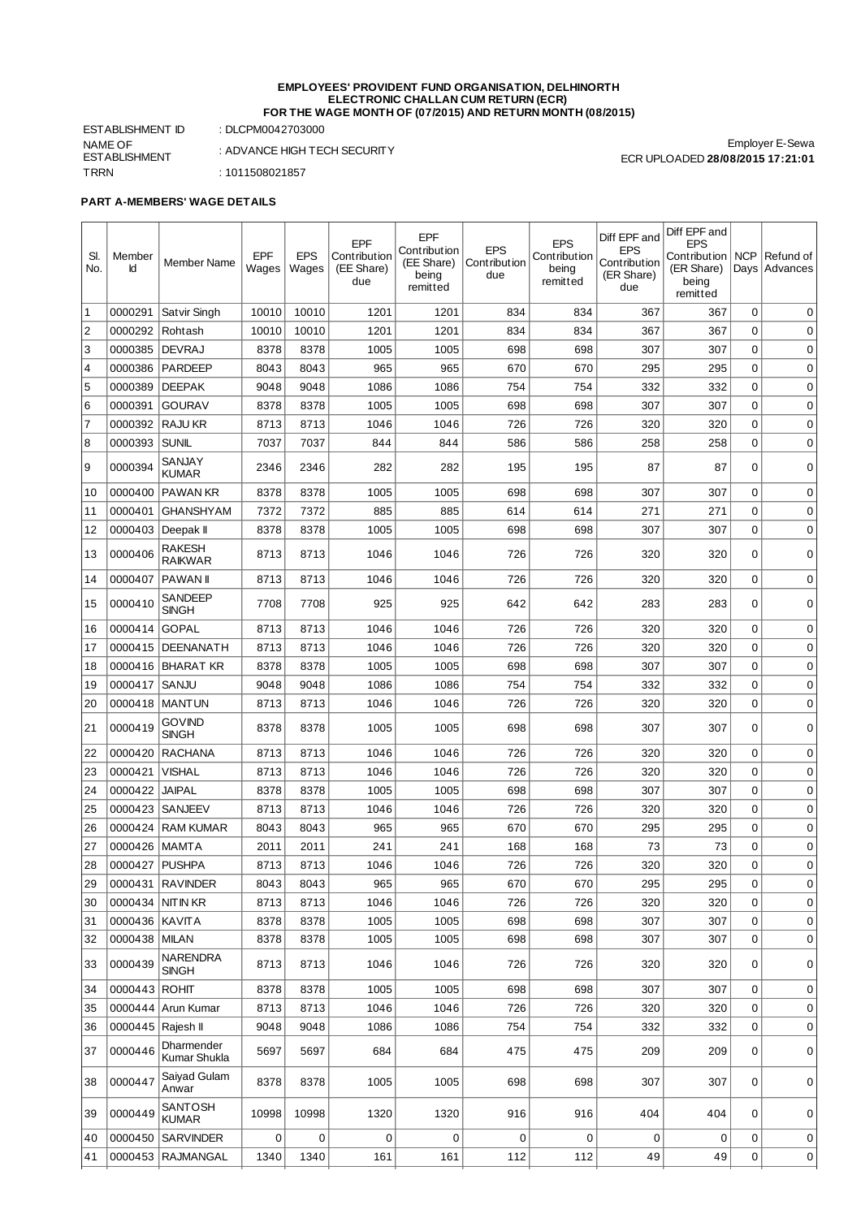**EMPLOYEES' PROVIDENT FUND ORGANISATION, DELHINORTH**
**ELECTRONIC CHALLAN CUM RETURN (ECR)**
**FOR THE WAGE MONTH OF (07/2015) AND RETURN MONTH (08/2015)**

ESTABLISHMENT ID : DLCPM0042703000
NAME OF ESTABLISHMENT : ADVANCE HIGH TECH SECURITY
TRRN : 1011508021857

Employer E-Sewa
ECR UPLOADED **28/08/2015 17:21:01**

**PART A-MEMBERS' WAGE DETAILS**

| Sl. No. | Member Id | Member Name | EPF Wages | EPS Wages | EPF Contribution (EE Share) due | EPF Contribution (EE Share) being remitted | EPS Contribution due | EPS Contribution being remitted | Diff EPF and EPS Contribution (ER Share) due | Diff EPF and EPS Contribution (ER Share) being remitted | NCP Days | Refund of Advances |
|---|---|---|---|---|---|---|---|---|---|---|---|---|
| 1 | 0000291 | Satvir Singh | 10010 | 10010 | 1201 | 1201 | 834 | 834 | 367 | 367 | 0 | 0 |
| 2 | 0000292 | Rohtash | 10010 | 10010 | 1201 | 1201 | 834 | 834 | 367 | 367 | 0 | 0 |
| 3 | 0000385 | DEVRAJ | 8378 | 8378 | 1005 | 1005 | 698 | 698 | 307 | 307 | 0 | 0 |
| 4 | 0000386 | PARDEEP | 8043 | 8043 | 965 | 965 | 670 | 670 | 295 | 295 | 0 | 0 |
| 5 | 0000389 | DEEPAK | 9048 | 9048 | 1086 | 1086 | 754 | 754 | 332 | 332 | 0 | 0 |
| 6 | 0000391 | GOURAV | 8378 | 8378 | 1005 | 1005 | 698 | 698 | 307 | 307 | 0 | 0 |
| 7 | 0000392 | RAJU KR | 8713 | 8713 | 1046 | 1046 | 726 | 726 | 320 | 320 | 0 | 0 |
| 8 | 0000393 | SUNIL | 7037 | 7037 | 844 | 844 | 586 | 586 | 258 | 258 | 0 | 0 |
| 9 | 0000394 | SANJAY KUMAR | 2346 | 2346 | 282 | 282 | 195 | 195 | 87 | 87 | 0 | 0 |
| 10 | 0000400 | PAWAN KR | 8378 | 8378 | 1005 | 1005 | 698 | 698 | 307 | 307 | 0 | 0 |
| 11 | 0000401 | GHANSHYAM | 7372 | 7372 | 885 | 885 | 614 | 614 | 271 | 271 | 0 | 0 |
| 12 | 0000403 | Deepak II | 8378 | 8378 | 1005 | 1005 | 698 | 698 | 307 | 307 | 0 | 0 |
| 13 | 0000406 | RAKESH RAIKWAR | 8713 | 8713 | 1046 | 1046 | 726 | 726 | 320 | 320 | 0 | 0 |
| 14 | 0000407 | PAWAN II | 8713 | 8713 | 1046 | 1046 | 726 | 726 | 320 | 320 | 0 | 0 |
| 15 | 0000410 | SANDEEP SINGH | 7708 | 7708 | 925 | 925 | 642 | 642 | 283 | 283 | 0 | 0 |
| 16 | 0000414 | GOPAL | 8713 | 8713 | 1046 | 1046 | 726 | 726 | 320 | 320 | 0 | 0 |
| 17 | 0000415 | DEENANATH | 8713 | 8713 | 1046 | 1046 | 726 | 726 | 320 | 320 | 0 | 0 |
| 18 | 0000416 | BHARAT KR | 8378 | 8378 | 1005 | 1005 | 698 | 698 | 307 | 307 | 0 | 0 |
| 19 | 0000417 | SANJU | 9048 | 9048 | 1086 | 1086 | 754 | 754 | 332 | 332 | 0 | 0 |
| 20 | 0000418 | MANTUN | 8713 | 8713 | 1046 | 1046 | 726 | 726 | 320 | 320 | 0 | 0 |
| 21 | 0000419 | GOVIND SINGH | 8378 | 8378 | 1005 | 1005 | 698 | 698 | 307 | 307 | 0 | 0 |
| 22 | 0000420 | RACHANA | 8713 | 8713 | 1046 | 1046 | 726 | 726 | 320 | 320 | 0 | 0 |
| 23 | 0000421 | VISHAL | 8713 | 8713 | 1046 | 1046 | 726 | 726 | 320 | 320 | 0 | 0 |
| 24 | 0000422 | JAIPAL | 8378 | 8378 | 1005 | 1005 | 698 | 698 | 307 | 307 | 0 | 0 |
| 25 | 0000423 | SANJEEV | 8713 | 8713 | 1046 | 1046 | 726 | 726 | 320 | 320 | 0 | 0 |
| 26 | 0000424 | RAM KUMAR | 8043 | 8043 | 965 | 965 | 670 | 670 | 295 | 295 | 0 | 0 |
| 27 | 0000426 | MAMTA | 2011 | 2011 | 241 | 241 | 168 | 168 | 73 | 73 | 0 | 0 |
| 28 | 0000427 | PUSHPA | 8713 | 8713 | 1046 | 1046 | 726 | 726 | 320 | 320 | 0 | 0 |
| 29 | 0000431 | RAVINDER | 8043 | 8043 | 965 | 965 | 670 | 670 | 295 | 295 | 0 | 0 |
| 30 | 0000434 | NITIN KR | 8713 | 8713 | 1046 | 1046 | 726 | 726 | 320 | 320 | 0 | 0 |
| 31 | 0000436 | KAVITA | 8378 | 8378 | 1005 | 1005 | 698 | 698 | 307 | 307 | 0 | 0 |
| 32 | 0000438 | MILAN | 8378 | 8378 | 1005 | 1005 | 698 | 698 | 307 | 307 | 0 | 0 |
| 33 | 0000439 | NARENDRA SINGH | 8713 | 8713 | 1046 | 1046 | 726 | 726 | 320 | 320 | 0 | 0 |
| 34 | 0000443 | ROHIT | 8378 | 8378 | 1005 | 1005 | 698 | 698 | 307 | 307 | 0 | 0 |
| 35 | 0000444 | Arun Kumar | 8713 | 8713 | 1046 | 1046 | 726 | 726 | 320 | 320 | 0 | 0 |
| 36 | 0000445 | Rajesh II | 9048 | 9048 | 1086 | 1086 | 754 | 754 | 332 | 332 | 0 | 0 |
| 37 | 0000446 | Dharmender Kumar Shukla | 5697 | 5697 | 684 | 684 | 475 | 475 | 209 | 209 | 0 | 0 |
| 38 | 0000447 | Saiyad Gulam Anwar | 8378 | 8378 | 1005 | 1005 | 698 | 698 | 307 | 307 | 0 | 0 |
| 39 | 0000449 | SANTOSH KUMAR | 10998 | 10998 | 1320 | 1320 | 916 | 916 | 404 | 404 | 0 | 0 |
| 40 | 0000450 | SARVINDER | 0 | 0 | 0 | 0 | 0 | 0 | 0 | 0 | 0 | 0 |
| 41 | 0000453 | RAJMANGAL | 1340 | 1340 | 161 | 161 | 112 | 112 | 49 | 49 | 0 | 0 |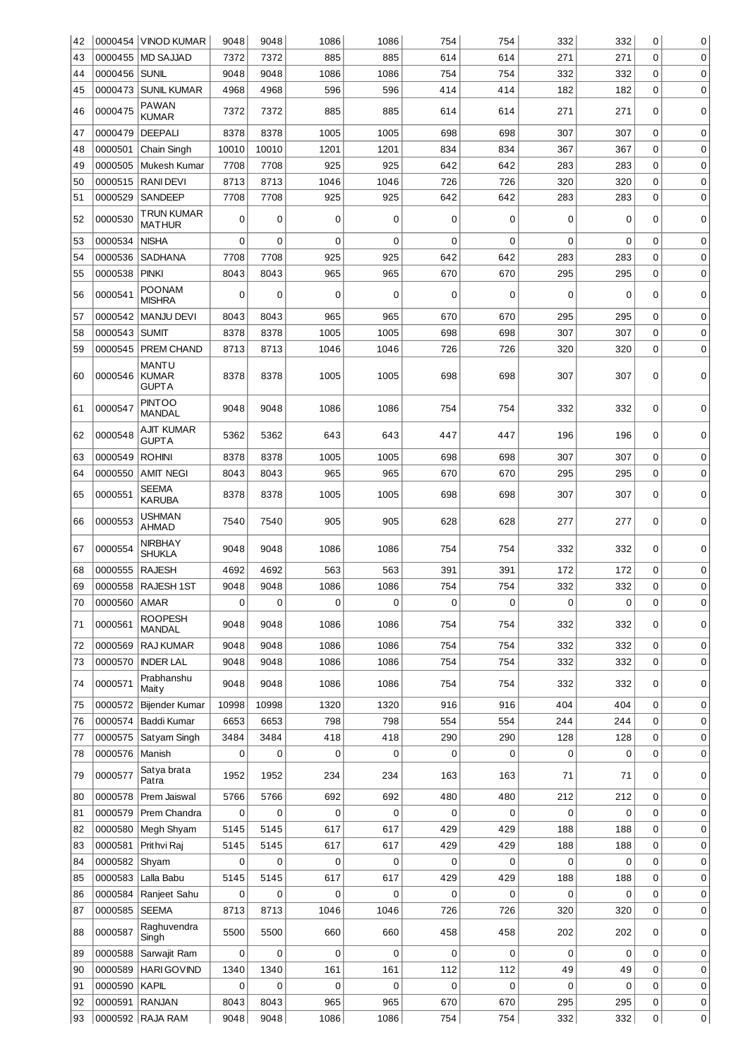| 42 | 0000454 | VINOD KUMAR | 9048 | 9048 | 1086 | 1086 | 754 | 754 | 332 | 332 | 0 | 0 |
|---|---|---|---|---|---|---|---|---|---|---|---|---|
| 43 | 0000455 | MD SAJJAD | 7372 | 7372 | 885 | 885 | 614 | 614 | 271 | 271 | 0 | 0 |
| 44 | 0000456 | SUNIL | 9048 | 9048 | 1086 | 1086 | 754 | 754 | 332 | 332 | 0 | 0 |
| 45 | 0000473 | SUNIL KUMAR | 4968 | 4968 | 596 | 596 | 414 | 414 | 182 | 182 | 0 | 0 |
| 46 | 0000475 | PAWAN KUMAR | 7372 | 7372 | 885 | 885 | 614 | 614 | 271 | 271 | 0 | 0 |
| 47 | 0000479 | DEEPALI | 8378 | 8378 | 1005 | 1005 | 698 | 698 | 307 | 307 | 0 | 0 |
| 48 | 0000501 | Chain Singh | 10010 | 10010 | 1201 | 1201 | 834 | 834 | 367 | 367 | 0 | 0 |
| 49 | 0000505 | Mukesh Kumar | 7708 | 7708 | 925 | 925 | 642 | 642 | 283 | 283 | 0 | 0 |
| 50 | 0000515 | RANI DEVI | 8713 | 8713 | 1046 | 1046 | 726 | 726 | 320 | 320 | 0 | 0 |
| 51 | 0000529 | SANDEEP | 7708 | 7708 | 925 | 925 | 642 | 642 | 283 | 283 | 0 | 0 |
| 52 | 0000530 | TRUN KUMAR MATHUR | 0 | 0 | 0 | 0 | 0 | 0 | 0 | 0 | 0 | 0 |
| 53 | 0000534 | NISHA | 0 | 0 | 0 | 0 | 0 | 0 | 0 | 0 | 0 | 0 |
| 54 | 0000536 | SADHANA | 7708 | 7708 | 925 | 925 | 642 | 642 | 283 | 283 | 0 | 0 |
| 55 | 0000538 | PINKI | 8043 | 8043 | 965 | 965 | 670 | 670 | 295 | 295 | 0 | 0 |
| 56 | 0000541 | POONAM MISHRA | 0 | 0 | 0 | 0 | 0 | 0 | 0 | 0 | 0 | 0 |
| 57 | 0000542 | MANJU DEVI | 8043 | 8043 | 965 | 965 | 670 | 670 | 295 | 295 | 0 | 0 |
| 58 | 0000543 | SUMIT | 8378 | 8378 | 1005 | 1005 | 698 | 698 | 307 | 307 | 0 | 0 |
| 59 | 0000545 | PREM CHAND | 8713 | 8713 | 1046 | 1046 | 726 | 726 | 320 | 320 | 0 | 0 |
| 60 | 0000546 | MANTU KUMAR GUPTA | 8378 | 8378 | 1005 | 1005 | 698 | 698 | 307 | 307 | 0 | 0 |
| 61 | 0000547 | PINTOO MANDAL | 9048 | 9048 | 1086 | 1086 | 754 | 754 | 332 | 332 | 0 | 0 |
| 62 | 0000548 | AJIT KUMAR GUPTA | 5362 | 5362 | 643 | 643 | 447 | 447 | 196 | 196 | 0 | 0 |
| 63 | 0000549 | ROHINI | 8378 | 8378 | 1005 | 1005 | 698 | 698 | 307 | 307 | 0 | 0 |
| 64 | 0000550 | AMIT NEGI | 8043 | 8043 | 965 | 965 | 670 | 670 | 295 | 295 | 0 | 0 |
| 65 | 0000551 | SEEMA KARUBA | 8378 | 8378 | 1005 | 1005 | 698 | 698 | 307 | 307 | 0 | 0 |
| 66 | 0000553 | USHMAN AHMAD | 7540 | 7540 | 905 | 905 | 628 | 628 | 277 | 277 | 0 | 0 |
| 67 | 0000554 | NIRBHAY SHUKLA | 9048 | 9048 | 1086 | 1086 | 754 | 754 | 332 | 332 | 0 | 0 |
| 68 | 0000555 | RAJESH | 4692 | 4692 | 563 | 563 | 391 | 391 | 172 | 172 | 0 | 0 |
| 69 | 0000558 | RAJESH 1ST | 9048 | 9048 | 1086 | 1086 | 754 | 754 | 332 | 332 | 0 | 0 |
| 70 | 0000560 | AMAR | 0 | 0 | 0 | 0 | 0 | 0 | 0 | 0 | 0 | 0 |
| 71 | 0000561 | ROOPESH MANDAL | 9048 | 9048 | 1086 | 1086 | 754 | 754 | 332 | 332 | 0 | 0 |
| 72 | 0000569 | RAJ KUMAR | 9048 | 9048 | 1086 | 1086 | 754 | 754 | 332 | 332 | 0 | 0 |
| 73 | 0000570 | INDER LAL | 9048 | 9048 | 1086 | 1086 | 754 | 754 | 332 | 332 | 0 | 0 |
| 74 | 0000571 | Prabhanshu Maity | 9048 | 9048 | 1086 | 1086 | 754 | 754 | 332 | 332 | 0 | 0 |
| 75 | 0000572 | Bijender Kumar | 10998 | 10998 | 1320 | 1320 | 916 | 916 | 404 | 404 | 0 | 0 |
| 76 | 0000574 | Baddi Kumar | 6653 | 6653 | 798 | 798 | 554 | 554 | 244 | 244 | 0 | 0 |
| 77 | 0000575 | Satyam Singh | 3484 | 3484 | 418 | 418 | 290 | 290 | 128 | 128 | 0 | 0 |
| 78 | 0000576 | Manish | 0 | 0 | 0 | 0 | 0 | 0 | 0 | 0 | 0 | 0 |
| 79 | 0000577 | Satya brata Patra | 1952 | 1952 | 234 | 234 | 163 | 163 | 71 | 71 | 0 | 0 |
| 80 | 0000578 | Prem Jaiswal | 5766 | 5766 | 692 | 692 | 480 | 480 | 212 | 212 | 0 | 0 |
| 81 | 0000579 | Prem Chandra | 0 | 0 | 0 | 0 | 0 | 0 | 0 | 0 | 0 | 0 |
| 82 | 0000580 | Megh Shyam | 5145 | 5145 | 617 | 617 | 429 | 429 | 188 | 188 | 0 | 0 |
| 83 | 0000581 | Prithvi Raj | 5145 | 5145 | 617 | 617 | 429 | 429 | 188 | 188 | 0 | 0 |
| 84 | 0000582 | Shyam | 0 | 0 | 0 | 0 | 0 | 0 | 0 | 0 | 0 | 0 |
| 85 | 0000583 | Lalla Babu | 5145 | 5145 | 617 | 617 | 429 | 429 | 188 | 188 | 0 | 0 |
| 86 | 0000584 | Ranjeet Sahu | 0 | 0 | 0 | 0 | 0 | 0 | 0 | 0 | 0 | 0 |
| 87 | 0000585 | SEEMA | 8713 | 8713 | 1046 | 1046 | 726 | 726 | 320 | 320 | 0 | 0 |
| 88 | 0000587 | Raghuvendra Singh | 5500 | 5500 | 660 | 660 | 458 | 458 | 202 | 202 | 0 | 0 |
| 89 | 0000588 | Sarwajit Ram | 0 | 0 | 0 | 0 | 0 | 0 | 0 | 0 | 0 | 0 |
| 90 | 0000589 | HARI GOVIND | 1340 | 1340 | 161 | 161 | 112 | 112 | 49 | 49 | 0 | 0 |
| 91 | 0000590 | KAPIL | 0 | 0 | 0 | 0 | 0 | 0 | 0 | 0 | 0 | 0 |
| 92 | 0000591 | RANJAN | 8043 | 8043 | 965 | 965 | 670 | 670 | 295 | 295 | 0 | 0 |
| 93 | 0000592 | RAJA RAM | 9048 | 9048 | 1086 | 1086 | 754 | 754 | 332 | 332 | 0 | 0 |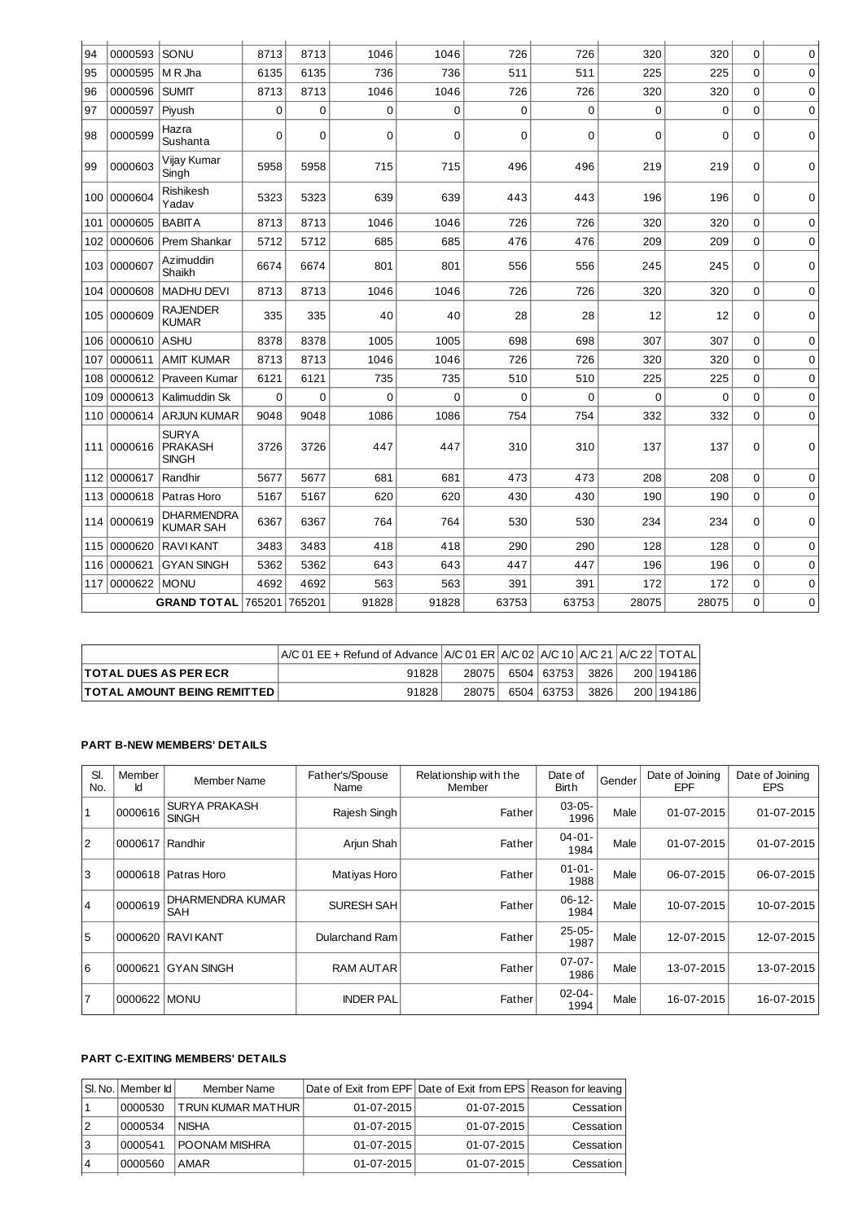| 94 | 0000593 | SONU | 8713 | 8713 | 1046 | 1046 | 726 | 726 | 320 | 320 | 0 | 0 |
|---|---|---|---|---|---|---|---|---|---|---|---|---|
| 95 | 0000595 | M R Jha | 6135 | 6135 | 736 | 736 | 511 | 511 | 225 | 225 | 0 | 0 |
| 96 | 0000596 | SUMIT | 8713 | 8713 | 1046 | 1046 | 726 | 726 | 320 | 320 | 0 | 0 |
| 97 | 0000597 | Piyush | 0 | 0 | 0 | 0 | 0 | 0 | 0 | 0 | 0 | 0 |
| 98 | 0000599 | Hazra Sushanta | 0 | 0 | 0 | 0 | 0 | 0 | 0 | 0 | 0 | 0 |
| 99 | 0000603 | Vijay Kumar Singh | 5958 | 5958 | 715 | 715 | 496 | 496 | 219 | 219 | 0 | 0 |
| 100 | 0000604 | Rishikesh Yadav | 5323 | 5323 | 639 | 639 | 443 | 443 | 196 | 196 | 0 | 0 |
| 101 | 0000605 | BABITA | 8713 | 8713 | 1046 | 1046 | 726 | 726 | 320 | 320 | 0 | 0 |
| 102 | 0000606 | Prem Shankar | 5712 | 5712 | 685 | 685 | 476 | 476 | 209 | 209 | 0 | 0 |
| 103 | 0000607 | Azimuddin Shaikh | 6674 | 6674 | 801 | 801 | 556 | 556 | 245 | 245 | 0 | 0 |
| 104 | 0000608 | MADHU DEVI | 8713 | 8713 | 1046 | 1046 | 726 | 726 | 320 | 320 | 0 | 0 |
| 105 | 0000609 | RAJENDER KUMAR | 335 | 335 | 40 | 40 | 28 | 28 | 12 | 12 | 0 | 0 |
| 106 | 0000610 | ASHU | 8378 | 8378 | 1005 | 1005 | 698 | 698 | 307 | 307 | 0 | 0 |
| 107 | 0000611 | AMIT KUMAR | 8713 | 8713 | 1046 | 1046 | 726 | 726 | 320 | 320 | 0 | 0 |
| 108 | 0000612 | Praveen Kumar | 6121 | 6121 | 735 | 735 | 510 | 510 | 225 | 225 | 0 | 0 |
| 109 | 0000613 | Kalimuddin Sk | 0 | 0 | 0 | 0 | 0 | 0 | 0 | 0 | 0 | 0 |
| 110 | 0000614 | ARJUN KUMAR | 9048 | 9048 | 1086 | 1086 | 754 | 754 | 332 | 332 | 0 | 0 |
| 111 | 0000616 | SURYA PRAKASH SINGH | 3726 | 3726 | 447 | 447 | 310 | 310 | 137 | 137 | 0 | 0 |
| 112 | 0000617 | Randhir | 5677 | 5677 | 681 | 681 | 473 | 473 | 208 | 208 | 0 | 0 |
| 113 | 0000618 | Patras Horo | 5167 | 5167 | 620 | 620 | 430 | 430 | 190 | 190 | 0 | 0 |
| 114 | 0000619 | DHARMENDRA KUMAR SAH | 6367 | 6367 | 764 | 764 | 530 | 530 | 234 | 234 | 0 | 0 |
| 115 | 0000620 | RAVI KANT | 3483 | 3483 | 418 | 418 | 290 | 290 | 128 | 128 | 0 | 0 |
| 116 | 0000621 | GYAN SINGH | 5362 | 5362 | 643 | 643 | 447 | 447 | 196 | 196 | 0 | 0 |
| 117 | 0000622 | MONU | 4692 | 4692 | 563 | 563 | 391 | 391 | 172 | 172 | 0 | 0 |
| | | **GRAND TOTAL** | 765201 | 765201 | 91828 | 91828 | 63753 | 63753 | 28075 | 28075 | 0 | 0 |

| | A/C 01 EE + Refund of Advance | A/C 01 ER | A/C 02 | A/C 10 | A/C 21 | A/C 22 | TOTAL |
|---|---|---|---|---|---|---|---|
| **TOTAL DUES AS PER ECR** | 91828 | 28075 | 6504 | 63753 | 3826 | 200 | 194186 |
| **TOTAL AMOUNT BEING REMITTED** | 91828 | 28075 | 6504 | 63753 | 3826 | 200 | 194186 |

#### PART B-NEW MEMBERS' DETAILS

| Sl. No. | Member Id | Member Name | Father's/Spouse Name | Relationship with the Member | Date of Birth | Gender | Date of Joining EPF | Date of Joining EPS |
|---|---|---|---|---|---|---|---|---|
| 1 | 0000616 | SURYA PRAKASH SINGH | Rajesh Singh | Father | 03-05-1996 | Male | 01-07-2015 | 01-07-2015 |
| 2 | 0000617 | Randhir | Arjun Shah | Father | 04-01-1984 | Male | 01-07-2015 | 01-07-2015 |
| 3 | 0000618 | Patras Horo | Matiyas Horo | Father | 01-01-1988 | Male | 06-07-2015 | 06-07-2015 |
| 4 | 0000619 | DHARMENDRA KUMAR SAH | SURESH SAH | Father | 06-12-1984 | Male | 10-07-2015 | 10-07-2015 |
| 5 | 0000620 | RAVI KANT | Dularchand Ram | Father | 25-05-1987 | Male | 12-07-2015 | 12-07-2015 |
| 6 | 0000621 | GYAN SINGH | RAM AUTAR | Father | 07-07-1986 | Male | 13-07-2015 | 13-07-2015 |
| 7 | 0000622 | MONU | INDER PAL | Father | 02-04-1994 | Male | 16-07-2015 | 16-07-2015 |

#### PART C-EXITING MEMBERS' DETAILS

| Sl. No. | Member Id | Member Name | Date of Exit from EPF | Date of Exit from EPS | Reason for leaving |
|---|---|---|---|---|---|
| 1 | 0000530 | TRUN KUMAR MATHUR | 01-07-2015 | 01-07-2015 | Cessation |
| 2 | 0000534 | NISHA | 01-07-2015 | 01-07-2015 | Cessation |
| 3 | 0000541 | POONAM MISHRA | 01-07-2015 | 01-07-2015 | Cessation |
| 4 | 0000560 | AMAR | 01-07-2015 | 01-07-2015 | Cessation |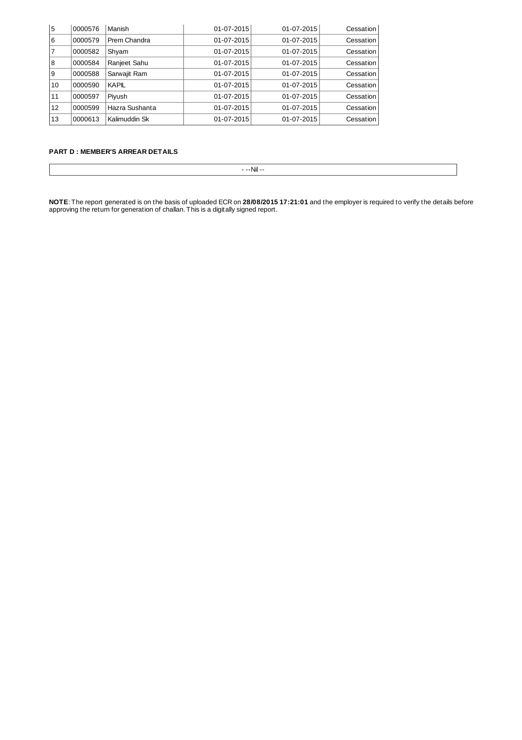| | | | | | |
|---|---|---|---|---|---|
| 5 | 0000576 | Manish | 01-07-2015 | 01-07-2015 | Cessation |
| 6 | 0000579 | Prem Chandra | 01-07-2015 | 01-07-2015 | Cessation |
| 7 | 0000582 | Shyam | 01-07-2015 | 01-07-2015 | Cessation |
| 8 | 0000584 | Ranjeet Sahu | 01-07-2015 | 01-07-2015 | Cessation |
| 9 | 0000588 | Sarwajit Ram | 01-07-2015 | 01-07-2015 | Cessation |
| 10 | 0000590 | KAPIL | 01-07-2015 | 01-07-2015 | Cessation |
| 11 | 0000597 | Piyush | 01-07-2015 | 01-07-2015 | Cessation |
| 12 | 0000599 | Hazra Sushanta | 01-07-2015 | 01-07-2015 | Cessation |
| 13 | 0000613 | Kalimuddin Sk | 01-07-2015 | 01-07-2015 | Cessation |

**PART D : MEMBER'S ARREAR DETAILS**

- --Nil --

**NOTE**: The report generated is on the basis of uploaded ECR on **28/08/2015 17:21:01** and the employer is required to verify the details before approving the return for generation of challan. This is a digitally signed report.